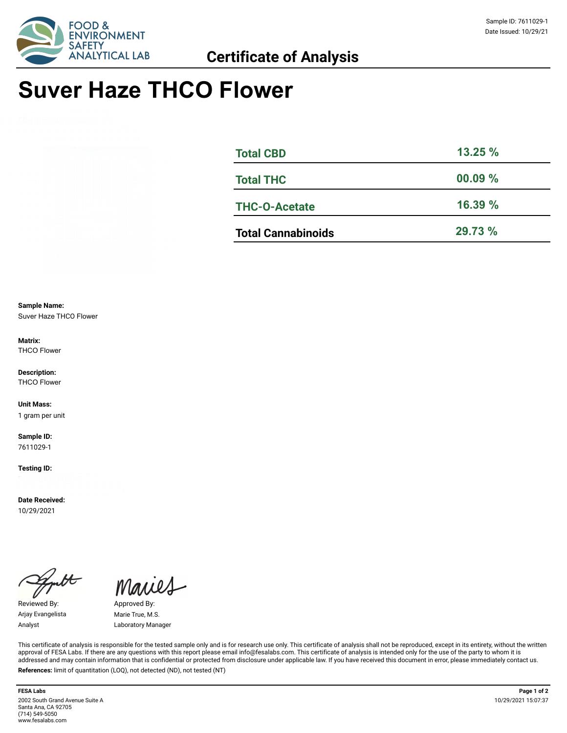Sample ID: 7611029-1
Date Issued: 10/29/21

FOOD & ENVIRONMENT SAFETY ANALYTICAL LAB

## Certificate of Analysis

# Suver Haze THCO Flower

| | |
|---|---|
| **Total CBD** | **13.25 %** |
| **Total THC** | **00.09 %** |
| **THC-O-Acetate** | **16.39 %** |
| **Total Cannabinoids** | **29.73 %** |

**Sample Name:**
Suver Haze THCO Flower

**Matrix:**
THCO Flower

**Description:**
THCO Flower

**Unit Mass:**
1 gram per unit

**Sample ID:**
7611029-1

**Testing ID:**

**Date Received:**
10/29/2021

Reviewed By:
Arjay Evangelista
Analyst

Approved By:
Marie True, M.S.
Laboratory Manager

This certificate of analysis is responsible for the tested sample only and is for research use only. This certificate of analysis shall not be reproduced, except in its entirety, without the written approval of FESA Labs. If there are any questions with this report please email info@fesalabs.com. This certificate of analysis is intended only for the use of the party to whom it is addressed and may contain information that is confidential or protected from disclosure under applicable law. If you have received this document in error, please immediately contact us.

**References:** limit of quantitation (LOQ), not detected (ND), not tested (NT)

**FESA Labs**
2002 South Grand Avenue Suite A
Santa Ana, CA 92705
(714) 549-5050
www.fesalabs.com

10/29/2021 15:07:37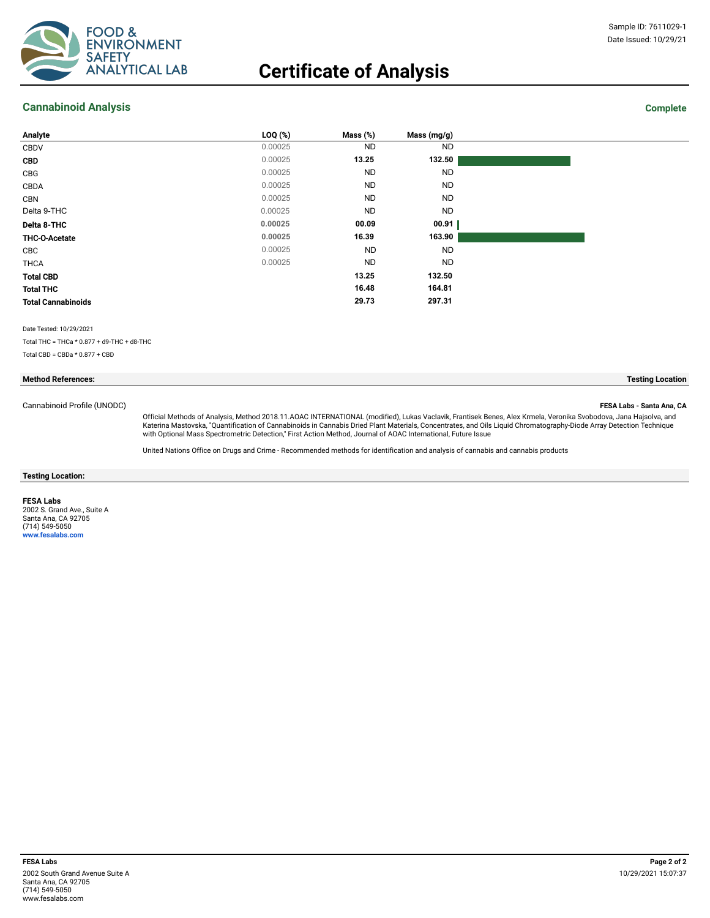FOOD & ENVIRONMENT SAFETY ANALYTICAL LAB

Sample ID: 7611029-1
Date Issued: 10/29/21

# Certificate of Analysis

## Cannabinoid Analysis

**Complete**

| Analyte | LOQ (%) | Mass (%) | Mass (mg/g) |
|---|---|---|---|
| CBDV | 0.00025 | ND | ND |
| **CBD** | 0.00025 | **13.25** | **132.50** |
| CBG | 0.00025 | ND | ND |
| CBDA | 0.00025 | ND | ND |
| CBN | 0.00025 | ND | ND |
| Delta 9-THC | 0.00025 | ND | ND |
| **Delta 8-THC** | **0.00025** | **00.09** | **00.91** |
| **THC-O-Acetate** | **0.00025** | **16.39** | **163.90** |
| CBC | 0.00025 | ND | ND |
| THCA | 0.00025 | ND | ND |
| **Total CBD** | | **13.25** | **132.50** |
| **Total THC** | | **16.48** | **164.81** |
| **Total Cannabinoids** | | **29.73** | **297.31** |

Date Tested: 10/29/2021

Total THC = THCa * 0.877 + d9-THC + d8-THC

Total CBD = CBDa * 0.877 + CBD

**Method References:** | **Testing Location**

Cannabinoid Profile (UNODC) — **FESA Labs - Santa Ana, CA**

Official Methods of Analysis, Method 2018.11.AOAC INTERNATIONAL (modified), Lukas Vaclavik, Frantisek Benes, Alex Krmela, Veronika Svobodova, Jana Hajsolva, and Katerina Mastovska, "Quantification of Cannabinoids in Cannabis Dried Plant Materials, Concentrates, and Oils Liquid Chromatography-Diode Array Detection Technique with Optional Mass Spectrometric Detection," First Action Method, Journal of AOAC International, Future Issue

United Nations Office on Drugs and Crime - Recommended methods for identification and analysis of cannabis and cannabis products

**Testing Location:**

**FESA Labs**
2002 S. Grand Ave., Suite A
Santa Ana, CA 92705
(714) 549-5050
**www.fesalabs.com**